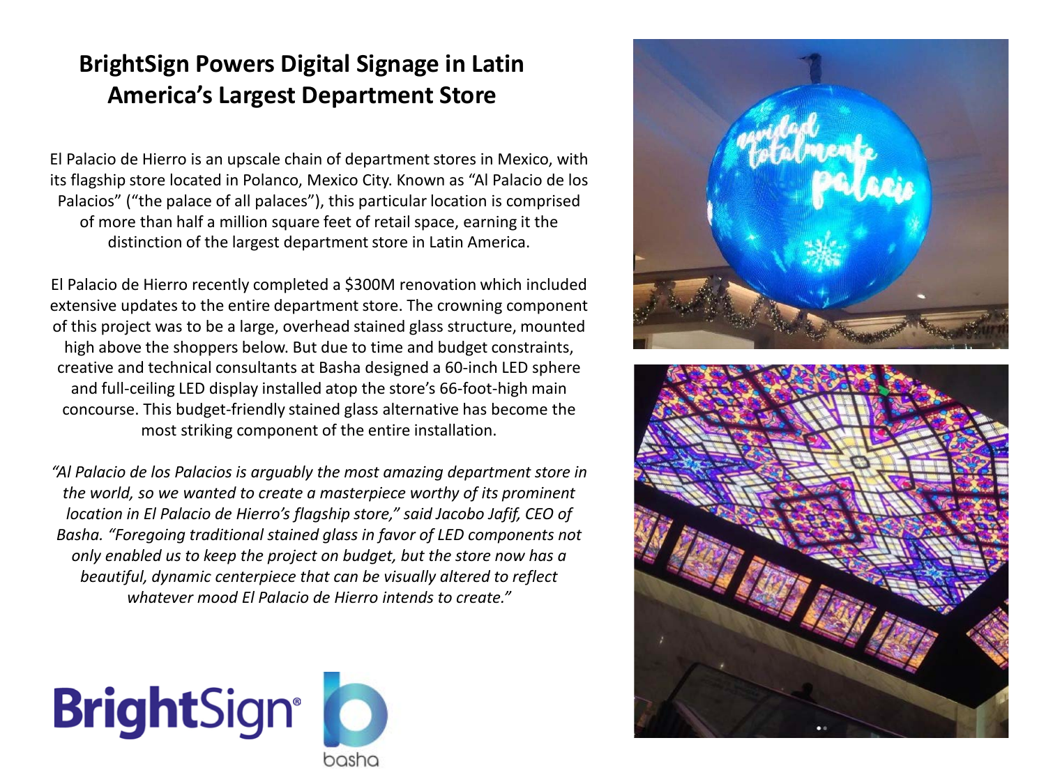# BrightSign Powers Digital Signage in Latin America's Largest Department Store

El Palacio de Hierro is an upscale chain of department stores in Mexico, with its flagship store located in Polanco, Mexico City. Known as "Al Palacio de los Palacios" ("the palace of all palaces"), this particular location is comprised of more than half a million square feet of retail space, earning it the distinction of the largest department store in Latin America.

El Palacio de Hierro recently completed a $300M renovation which included extensive updates to the entire department store. The crowning component of this project was to be a large, overhead stained glass structure, mounted high above the shoppers below. But due to time and budget constraints, creative and technical consultants at Basha designed a 60-inch LED sphere and full-ceiling LED display installed atop the store's 66-foot-high main concourse. This budget-friendly stained glass alternative has become the most striking component of the entire installation.

*"Al Palacio de los Palacios is arguably the most amazing department store in the world, so we wanted to create a masterpiece worthy of its prominent location in El Palacio de Hierro's flagship store," said Jacobo Jafif, CEO of Basha. "Foregoing traditional stained glass in favor of LED components not only enabled us to keep the project on budget, but the store now has a beautiful, dynamic centerpiece that can be visually altered to reflect whatever mood El Palacio de Hierro intends to create."*

BrightSign® basha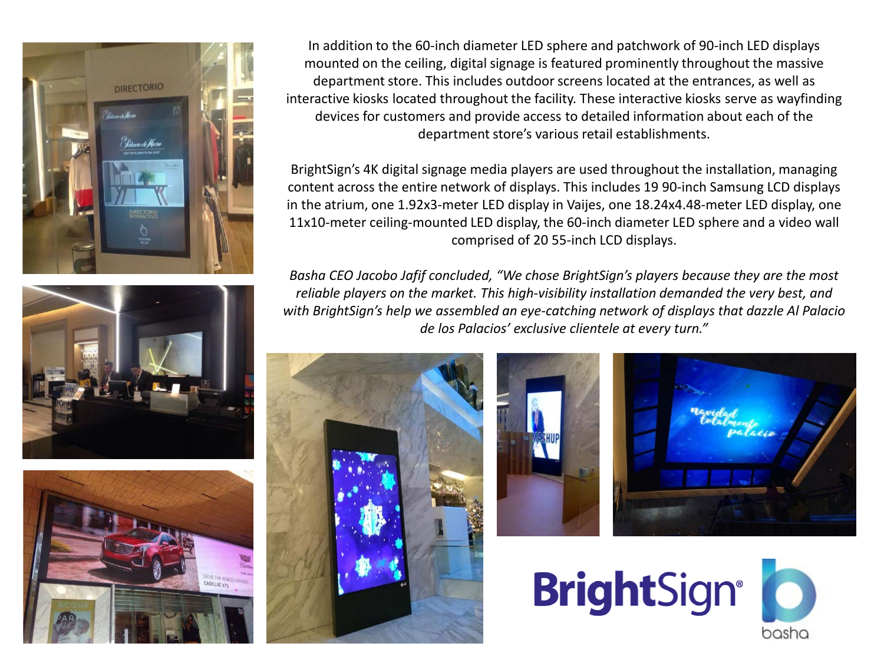In addition to the 60-inch diameter LED sphere and patchwork of 90-inch LED displays mounted on the ceiling, digital signage is featured prominently throughout the massive department store. This includes outdoor screens located at the entrances, as well as interactive kiosks located throughout the facility. These interactive kiosks serve as wayfinding devices for customers and provide access to detailed information about each of the department store's various retail establishments.

BrightSign's 4K digital signage media players are used throughout the installation, managing content across the entire network of displays. This includes 19 90-inch Samsung LCD displays in the atrium, one 1.92x3-meter LED display in Vaijes, one 18.24x4.48-meter LED display, one 11x10-meter ceiling-mounted LED display, the 60-inch diameter LED sphere and a video wall comprised of 20 55-inch LCD displays.

*Basha CEO Jacobo Jafif concluded, "We chose BrightSign's players because they are the most reliable players on the market. This high-visibility installation demanded the very best, and with BrightSign's help we assembled an eye-catching network of displays that dazzle Al Palacio de los Palacios' exclusive clientele at every turn."*